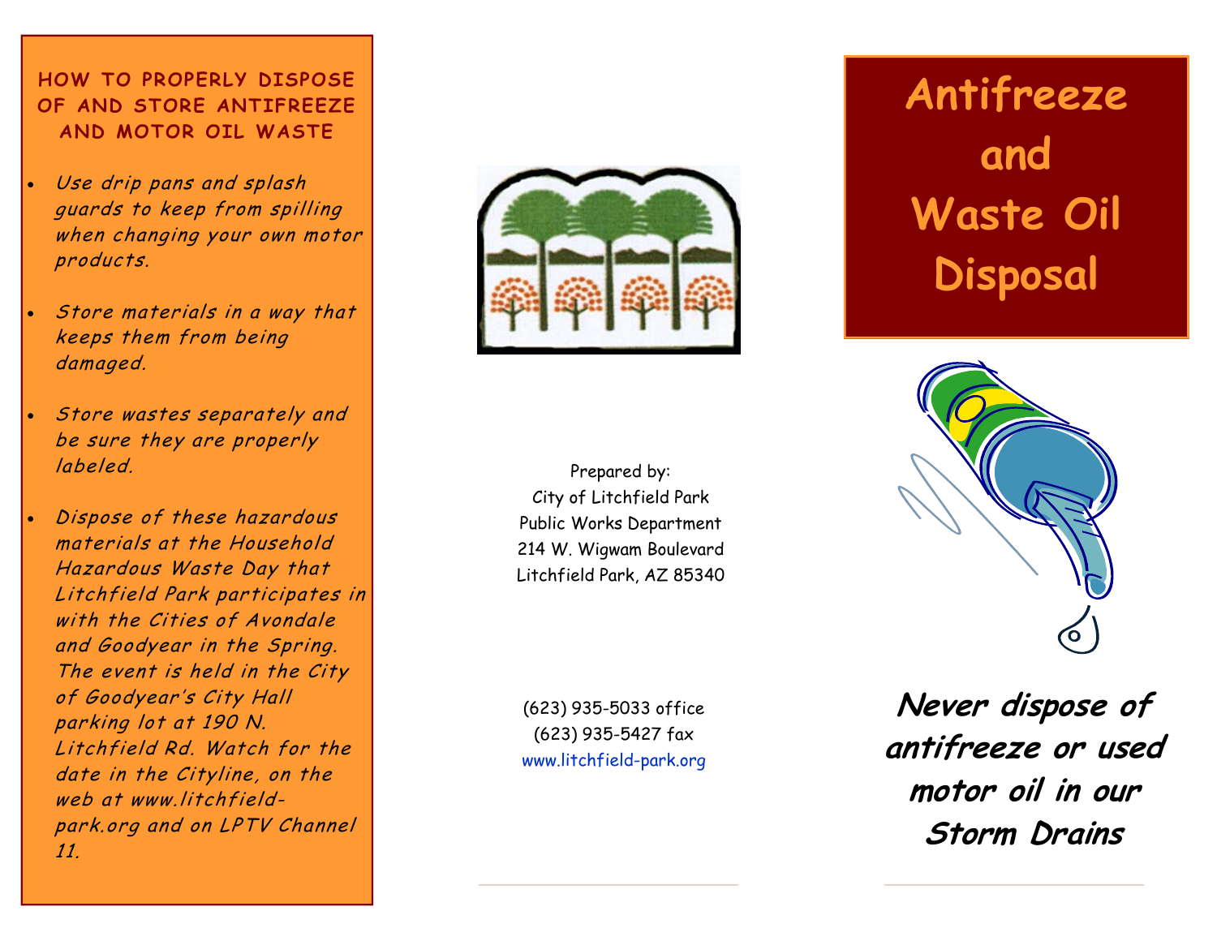## HOW TO PROPERLY DISPOSE OF AND STORE ANTIFREEZE AND MOTOR OIL WASTE

- *Use drip pans and splash guards to keep from spilling when changing your own motor products.*
- *Store materials in a way that keeps them from being damaged.*
- *Store wastes separately and be sure they are properly labeled.*
- *Dispose of these hazardous materials at the Household Hazardous Waste Day that Litchfield Park participates in with the Cities of Avondale and Goodyear in the Spring. The event is held in the City of Goodyear's City Hall parking lot at 190 N. Litchfield Rd. Watch for the date in the Cityline, on the web at www.litchfield-park.org and on LPTV Channel 11.*

Prepared by:
City of Litchfield Park
Public Works Department
214 W. Wigwam Boulevard
Litchfield Park, AZ 85340

(623) 935-5033 office
(623) 935-5427 fax
www.litchfield-park.org

# Antifreeze and Waste Oil Disposal

***Never dispose of antifreeze or used motor oil in our Storm Drains***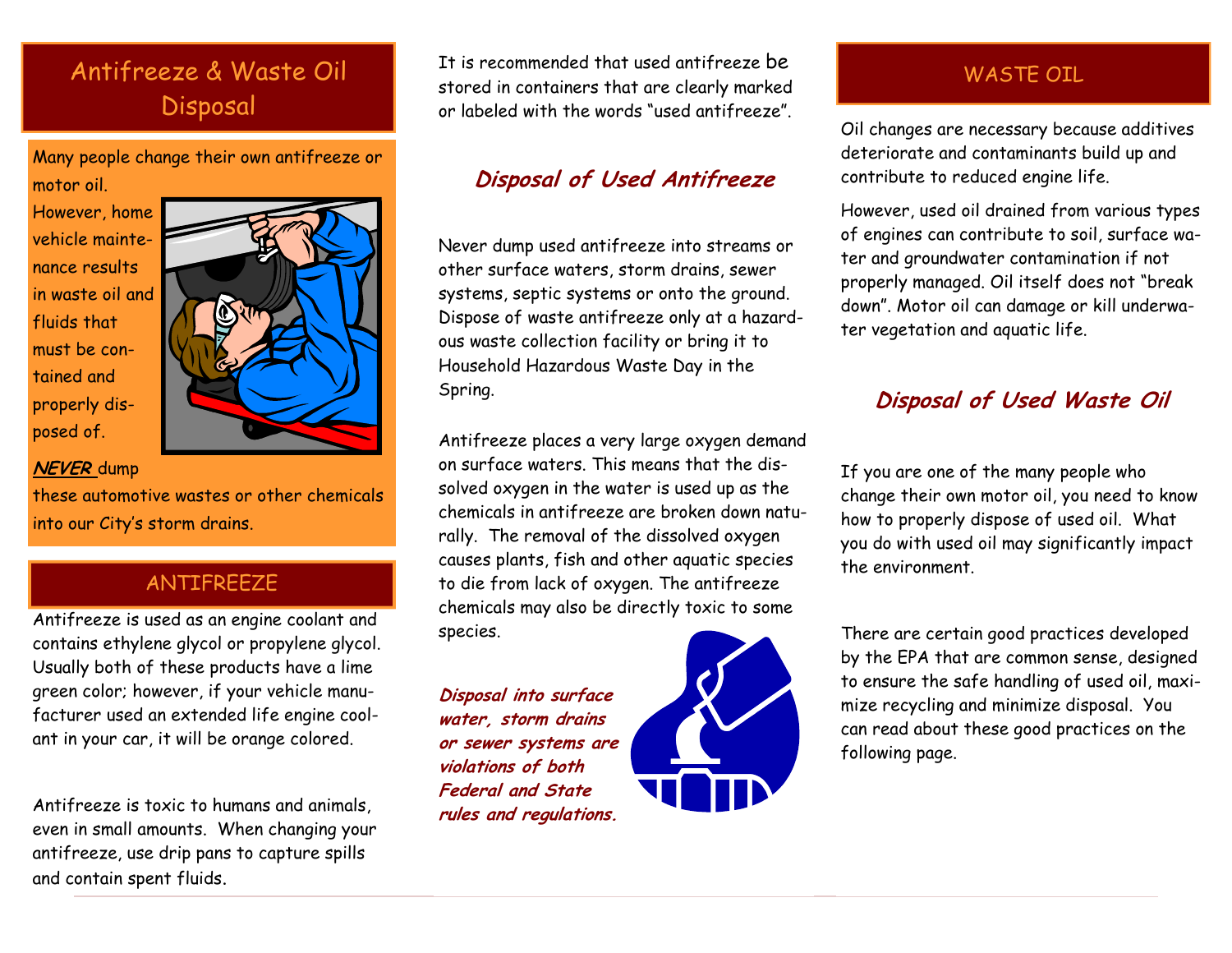# Antifreeze & Waste Oil Disposal

Many people change their own antifreeze or motor oil.

However, home vehicle maintenance results in waste oil and fluids that must be contained and properly disposed of.

***NEVER*** dump these automotive wastes or other chemicals into our City's storm drains.

## ANTIFREEZE

Antifreeze is used as an engine coolant and contains ethylene glycol or propylene glycol. Usually both of these products have a lime green color; however, if your vehicle manufacturer used an extended life engine coolant in your car, it will be orange colored.

Antifreeze is toxic to humans and animals, even in small amounts. When changing your antifreeze, use drip pans to capture spills and contain spent fluids.

It is recommended that used antifreeze be stored in containers that are clearly marked or labeled with the words "used antifreeze".

### *Disposal of Used Antifreeze*

Never dump used antifreeze into streams or other surface waters, storm drains, sewer systems, septic systems or onto the ground. Dispose of waste antifreeze only at a hazardous waste collection facility or bring it to Household Hazardous Waste Day in the Spring.

Antifreeze places a very large oxygen demand on surface waters. This means that the dissolved oxygen in the water is used up as the chemicals in antifreeze are broken down naturally. The removal of the dissolved oxygen causes plants, fish and other aquatic species to die from lack of oxygen. The antifreeze chemicals may also be directly toxic to some species.

***Disposal into surface water, storm drains or sewer systems are violations of both Federal and State rules and regulations.***

## WASTE OIL

Oil changes are necessary because additives deteriorate and contaminants build up and contribute to reduced engine life.

However, used oil drained from various types of engines can contribute to soil, surface water and groundwater contamination if not properly managed. Oil itself does not "break down". Motor oil can damage or kill underwater vegetation and aquatic life.

### *Disposal of Used Waste Oil*

If you are one of the many people who change their own motor oil, you need to know how to properly dispose of used oil. What you do with used oil may significantly impact the environment.

There are certain good practices developed by the EPA that are common sense, designed to ensure the safe handling of used oil, maximize recycling and minimize disposal. You can read about these good practices on the following page.